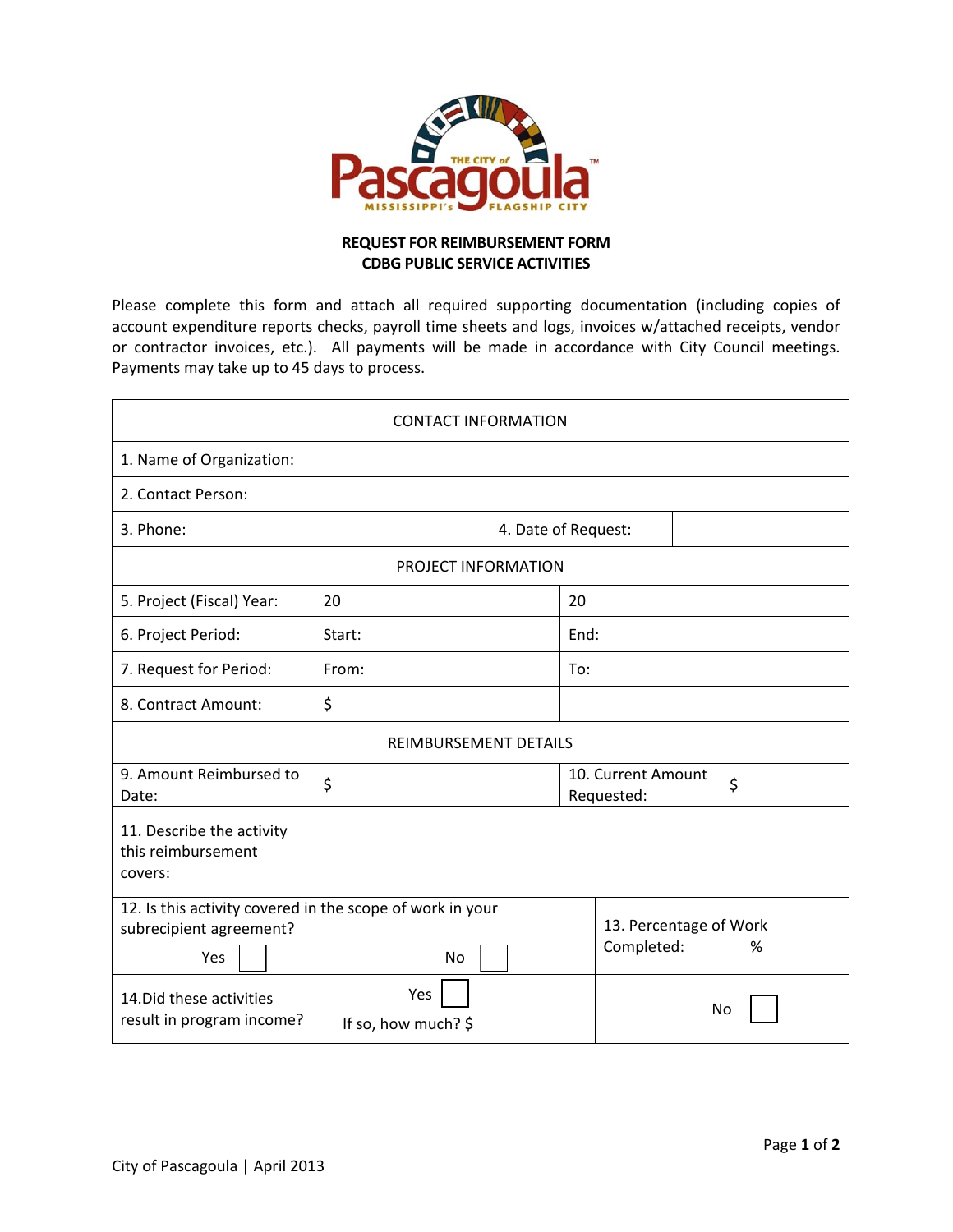THE CITY of Pascagoula

MISSISSIPPI's FLAGSHIP CITY

**REQUEST FOR REIMBURSEMENT FORM**
**CDBG PUBLIC SERVICE ACTIVITIES**

Please complete this form and attach all required supporting documentation (including copies of account expenditure reports checks, payroll time sheets and logs, invoices w/attached receipts, vendor or contractor invoices, etc.). All payments will be made in accordance with City Council meetings. Payments may take up to 45 days to process.

| CONTACT INFORMATION | | | |
|---|---|---|---|
| 1. Name of Organization: | | | |
| 2. Contact Person: | | | |
| 3. Phone: | | 4. Date of Request: | |
| **PROJECT INFORMATION** | | | |
| 5. Project (Fiscal) Year: | 20 | 20 | |
| 6. Project Period: | Start: | End: | |
| 7. Request for Period: | From: | To: | |
| 8. Contract Amount: | $ | | |
| **REIMBURSEMENT DETAILS** | | | |
| 9. Amount Reimbursed to Date: | $ | 10. Current Amount Requested: | $ |
| 11. Describe the activity this reimbursement covers: | | | |
| 12. Is this activity covered in the scope of work in your subrecipient agreement? | | 13. Percentage of Work Completed: % | |
| Yes ☐ | No ☐ | | |
| 14.Did these activities result in program income? | Yes ☐ If so, how much? $ | No ☐ | |

City of Pascagoula | April 2013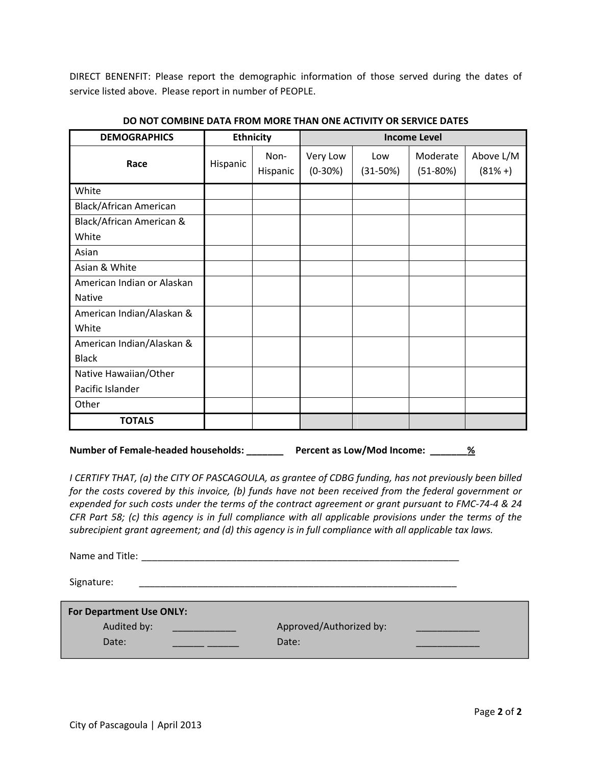DIRECT BENENFIT: Please report the demographic information of those served during the dates of service listed above. Please report in number of PEOPLE.

**DO NOT COMBINE DATA FROM MORE THAN ONE ACTIVITY OR SERVICE DATES**

| **DEMOGRAPHICS** | **Ethnicity** | | **Income Level** | | | |
|---|---|---|---|---|---|---|
| **Race** | Hispanic | Non-Hispanic | Very Low (0-30%) | Low (31-50%) | Moderate (51-80%) | Above L/M (81% +) |
| White | | | | | | |
| Black/African American | | | | | | |
| Black/African American & White | | | | | | |
| Asian | | | | | | |
| Asian & White | | | | | | |
| American Indian or Alaskan Native | | | | | | |
| American Indian/Alaskan & White | | | | | | |
| American Indian/Alaskan & Black | | | | | | |
| Native Hawaiian/Other Pacific Islander | | | | | | |
| Other | | | | | | |
| **TOTALS** | | | | | | |

**Number of Female-headed households: _______ Percent as Low/Mod Income: _______%**

*I CERTIFY THAT, (a) the CITY OF PASCAGOULA, as grantee of CDBG funding, has not previously been billed for the costs covered by this invoice, (b) funds have not been received from the federal government or expended for such costs under the terms of the contract agreement or grant pursuant to FMC-74-4 & 24 CFR Part 58; (c) this agency is in full compliance with all applicable provisions under the terms of the subrecipient grant agreement; and (d) this agency is in full compliance with all applicable tax laws.*

Name and Title: _______________________________________________________________

Signature: _______________________________________________________________

**For Department Use ONLY:**

Audited by: ____________ Approved/Authorized by: ____________

Date: ______ ______ Date: ____________

City of Pascagoula | April 2013